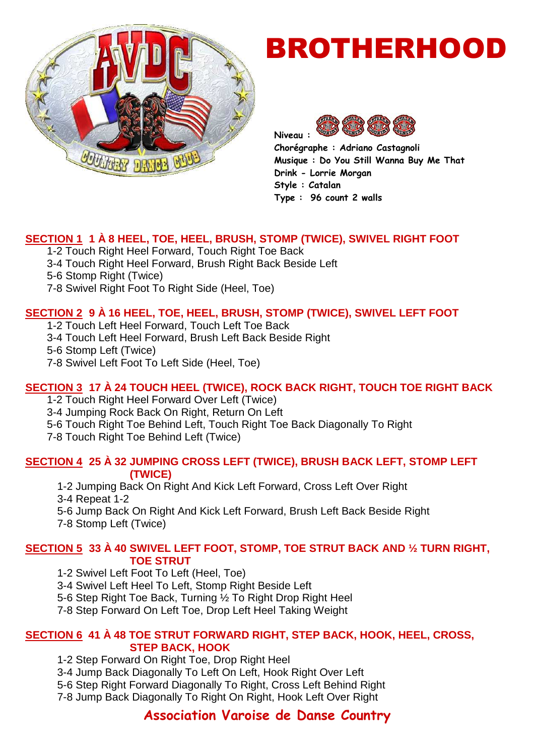# BROTHERHOOD

**Niveau :**
**Chorégraphe : Adriano Castagnoli**
**Musique : Do You Still Wanna Buy Me That Drink - Lorrie Morgan**
**Style : Catalan**
**Type : 96 count 2 walls**

## SECTION 1 1 À 8 HEEL, TOE, HEEL, BRUSH, STOMP (TWICE), SWIVEL RIGHT FOOT

1-2 Touch Right Heel Forward, Touch Right Toe Back
3-4 Touch Right Heel Forward, Brush Right Back Beside Left
5-6 Stomp Right (Twice)
7-8 Swivel Right Foot To Right Side (Heel, Toe)

## SECTION 2 9 À 16 HEEL, TOE, HEEL, BRUSH, STOMP (TWICE), SWIVEL LEFT FOOT

1-2 Touch Left Heel Forward, Touch Left Toe Back
3-4 Touch Left Heel Forward, Brush Left Back Beside Right
5-6 Stomp Left (Twice)
7-8 Swivel Left Foot To Left Side (Heel, Toe)

## SECTION 3 17 À 24 TOUCH HEEL (TWICE), ROCK BACK RIGHT, TOUCH TOE RIGHT BACK

1-2 Touch Right Heel Forward Over Left (Twice)
3-4 Jumping Rock Back On Right, Return On Left
5-6 Touch Right Toe Behind Left, Touch Right Toe Back Diagonally To Right
7-8 Touch Right Toe Behind Left (Twice)

## SECTION 4 25 À 32 JUMPING CROSS LEFT (TWICE), BRUSH BACK LEFT, STOMP LEFT (TWICE)

1-2 Jumping Back On Right And Kick Left Forward, Cross Left Over Right
3-4 Repeat 1-2
5-6 Jump Back On Right And Kick Left Forward, Brush Left Back Beside Right
7-8 Stomp Left (Twice)

## SECTION 5 33 À 40 SWIVEL LEFT FOOT, STOMP, TOE STRUT BACK AND ½ TURN RIGHT, TOE STRUT

1-2 Swivel Left Foot To Left (Heel, Toe)
3-4 Swivel Left Heel To Left, Stomp Right Beside Left
5-6 Step Right Toe Back, Turning ½ To Right Drop Right Heel
7-8 Step Forward On Left Toe, Drop Left Heel Taking Weight

## SECTION 6 41 À 48 TOE STRUT FORWARD RIGHT, STEP BACK, HOOK, HEEL, CROSS, STEP BACK, HOOK

1-2 Step Forward On Right Toe, Drop Right Heel
3-4 Jump Back Diagonally To Left On Left, Hook Right Over Left
5-6 Step Right Forward Diagonally To Right, Cross Left Behind Right
7-8 Jump Back Diagonally To Right On Right, Hook Left Over Right

**Association Varoise de Danse Country**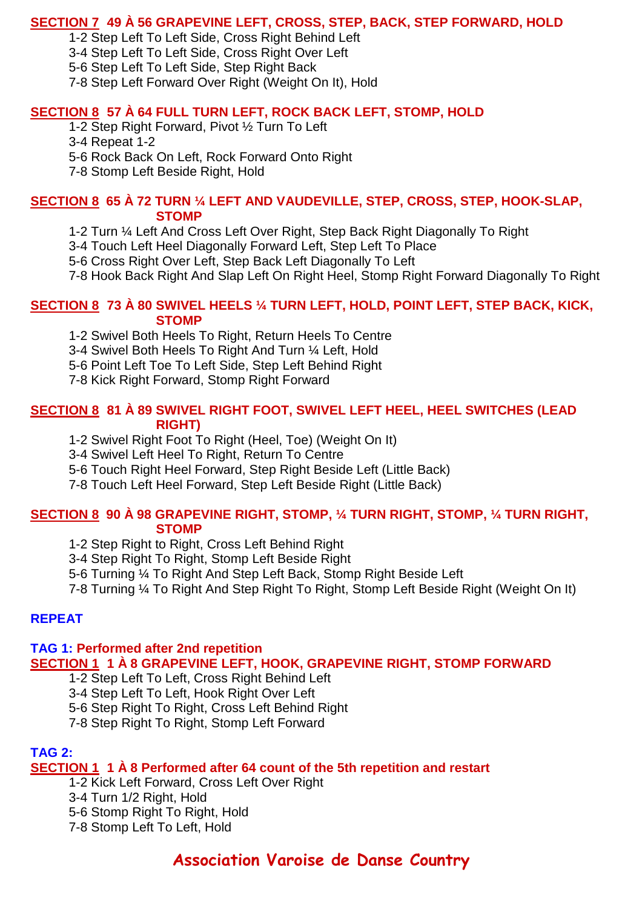**SECTION 7 49 À 56 GRAPEVINE LEFT, CROSS, STEP, BACK, STEP FORWARD, HOLD**

1-2 Step Left To Left Side, Cross Right Behind Left
3-4 Step Left To Left Side, Cross Right Over Left
5-6 Step Left To Left Side, Step Right Back
7-8 Step Left Forward Over Right (Weight On It), Hold

**SECTION 8 57 À 64 FULL TURN LEFT, ROCK BACK LEFT, STOMP, HOLD**

1-2 Step Right Forward, Pivot ½ Turn To Left
3-4 Repeat 1-2
5-6 Rock Back On Left, Rock Forward Onto Right
7-8 Stomp Left Beside Right, Hold

**SECTION 8 65 À 72 TURN ¼ LEFT AND VAUDEVILLE, STEP, CROSS, STEP, HOOK-SLAP, STOMP**

1-2 Turn ¼ Left And Cross Left Over Right, Step Back Right Diagonally To Right
3-4 Touch Left Heel Diagonally Forward Left, Step Left To Place
5-6 Cross Right Over Left, Step Back Left Diagonally To Left
7-8 Hook Back Right And Slap Left On Right Heel, Stomp Right Forward Diagonally To Right

**SECTION 8 73 À 80 SWIVEL HEELS ¼ TURN LEFT, HOLD, POINT LEFT, STEP BACK, KICK, STOMP**

1-2 Swivel Both Heels To Right, Return Heels To Centre
3-4 Swivel Both Heels To Right And Turn ¼ Left, Hold
5-6 Point Left Toe To Left Side, Step Left Behind Right
7-8 Kick Right Forward, Stomp Right Forward

**SECTION 8 81 À 89 SWIVEL RIGHT FOOT, SWIVEL LEFT HEEL, HEEL SWITCHES (LEAD RIGHT)**

1-2 Swivel Right Foot To Right (Heel, Toe) (Weight On It)
3-4 Swivel Left Heel To Right, Return To Centre
5-6 Touch Right Heel Forward, Step Right Beside Left (Little Back)
7-8 Touch Left Heel Forward, Step Left Beside Right (Little Back)

**SECTION 8 90 À 98 GRAPEVINE RIGHT, STOMP, ¼ TURN RIGHT, STOMP, ¼ TURN RIGHT, STOMP**

1-2 Step Right to Right, Cross Left Behind Right
3-4 Step Right To Right, Stomp Left Beside Right
5-6 Turning ¼ To Right And Step Left Back, Stomp Right Beside Left
7-8 Turning ¼ To Right And Step Right To Right, Stomp Left Beside Right (Weight On It)

**REPEAT**

**TAG 1: Performed after 2nd repetition**

**SECTION 1 1 À 8 GRAPEVINE LEFT, HOOK, GRAPEVINE RIGHT, STOMP FORWARD**

1-2 Step Left To Left, Cross Right Behind Left
3-4 Step Left To Left, Hook Right Over Left
5-6 Step Right To Right, Cross Left Behind Right
7-8 Step Right To Right, Stomp Left Forward

**TAG 2:**

**SECTION 1 1 À 8 Performed after 64 count of the 5th repetition and restart**

1-2 Kick Left Forward, Cross Left Over Right
3-4 Turn 1/2 Right, Hold
5-6 Stomp Right To Right, Hold
7-8 Stomp Left To Left, Hold

**Association Varoise de Danse Country**